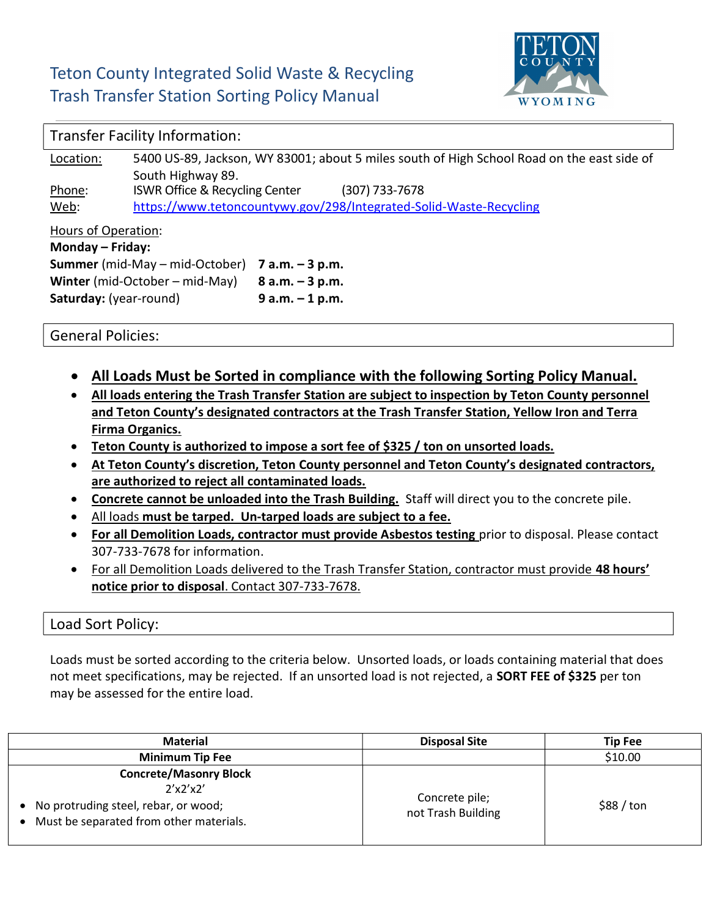# Teton County Integrated Solid Waste & Recycling
# Trash Transfer Station Sorting Policy Manual

## Transfer Facility Information:

Location: 5400 US-89, Jackson, WY 83001; about 5 miles south of High School Road on the east side of South Highway 89.

Phone: ISWR Office & Recycling Center (307) 733-7678

Web: https://www.tetoncountywy.gov/298/Integrated-Solid-Waste-Recycling

Hours of Operation:

**Monday – Friday:**

**Summer** (mid-May – mid-October) **7 a.m. – 3 p.m.**

**Winter** (mid-October – mid-May) **8 a.m. – 3 p.m.**

**Saturday:** (year-round) **9 a.m. – 1 p.m.**

## General Policies:

- **All Loads Must be Sorted in compliance with the following Sorting Policy Manual.**
- **All loads entering the Trash Transfer Station are subject to inspection by Teton County personnel and Teton County's designated contractors at the Trash Transfer Station, Yellow Iron and Terra Firma Organics.**
- **Teton County is authorized to impose a sort fee of $325 / ton on unsorted loads.**
- **At Teton County's discretion, Teton County personnel and Teton County's designated contractors, are authorized to reject all contaminated loads.**
- **Concrete cannot be unloaded into the Trash Building.** Staff will direct you to the concrete pile.
- All loads **must be tarped. Un-tarped loads are subject to a fee.**
- **For all Demolition Loads, contractor must provide Asbestos testing** prior to disposal. Please contact 307-733-7678 for information.
- For all Demolition Loads delivered to the Trash Transfer Station, contractor must provide **48 hours' notice prior to disposal**. Contact 307-733-7678.

## Load Sort Policy:

Loads must be sorted according to the criteria below. Unsorted loads, or loads containing material that does not meet specifications, may be rejected. If an unsorted load is not rejected, a **SORT FEE of $325** per ton may be assessed for the entire load.

| Material | Disposal Site | Tip Fee |
|---|---|---|
| **Minimum Tip Fee** | | $10.00 |
| **Concrete/Masonry Block** 2'x2'x2'<br>• No protruding steel, rebar, or wood;<br>• Must be separated from other materials. | Concrete pile; not Trash Building | $88 / ton |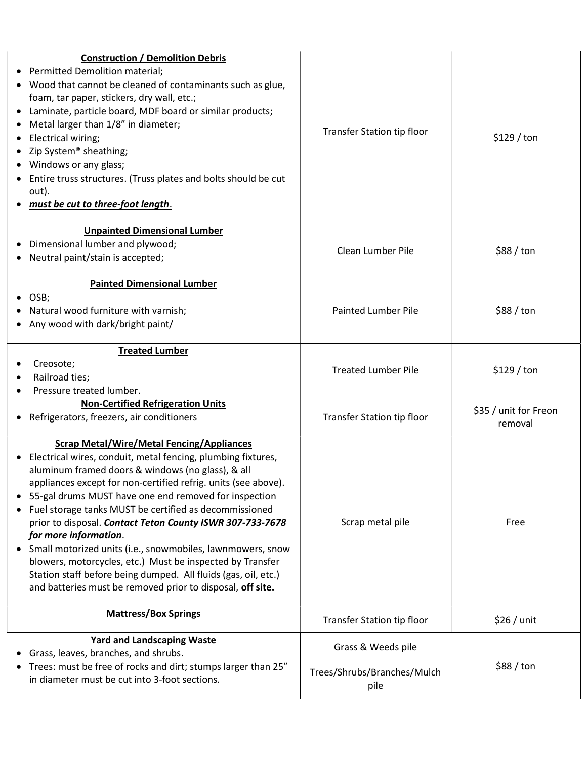| | | |
|---|---|---|
| **Construction / Demolition Debris**<br>• Permitted Demolition material;<br>• Wood that cannot be cleaned of contaminants such as glue, foam, tar paper, stickers, dry wall, etc.;<br>• Laminate, particle board, MDF board or similar products;<br>• Metal larger than 1/8" in diameter;<br>• Electrical wiring;<br>• Zip System® sheathing;<br>• Windows or any glass;<br>• Entire truss structures. (Truss plates and bolts should be cut out).<br>• ***must be cut to three-foot length***. | Transfer Station tip floor | $129 / ton |
| **Unpainted Dimensional Lumber**<br>• Dimensional lumber and plywood;<br>• Neutral paint/stain is accepted; | Clean Lumber Pile | $88 / ton |
| **Painted Dimensional Lumber**<br>• OSB;<br>• Natural wood furniture with varnish;<br>• Any wood with dark/bright paint/ | Painted Lumber Pile | $88 / ton |
| **Treated Lumber**<br>• Creosote;<br>• Railroad ties;<br>• Pressure treated lumber. | Treated Lumber Pile | $129 / ton |
| **Non-Certified Refrigeration Units**<br>• Refrigerators, freezers, air conditioners | Transfer Station tip floor | $35 / unit for Freon removal |
| **Scrap Metal/Wire/Metal Fencing/Appliances**<br>• Electrical wires, conduit, metal fencing, plumbing fixtures, aluminum framed doors & windows (no glass), & all appliances except for non-certified refrig. units (see above).<br>• 55-gal drums MUST have one end removed for inspection<br>• Fuel storage tanks MUST be certified as decommissioned prior to disposal. ***Contact Teton County ISWR 307-733-7678 for more information***.<br>• Small motorized units (i.e., snowmobiles, lawnmowers, snow blowers, motorcycles, etc.) Must be inspected by Transfer Station staff before being dumped. All fluids (gas, oil, etc.) and batteries must be removed prior to disposal, **off site.** | Scrap metal pile | Free |
| **Mattress/Box Springs** | Transfer Station tip floor | $26 / unit |
| **Yard and Landscaping Waste**<br>• Grass, leaves, branches, and shrubs.<br>• Trees: must be free of rocks and dirt; stumps larger than 25" in diameter must be cut into 3-foot sections. | Grass & Weeds pile<br><br>Trees/Shrubs/Branches/Mulch pile | $88 / ton |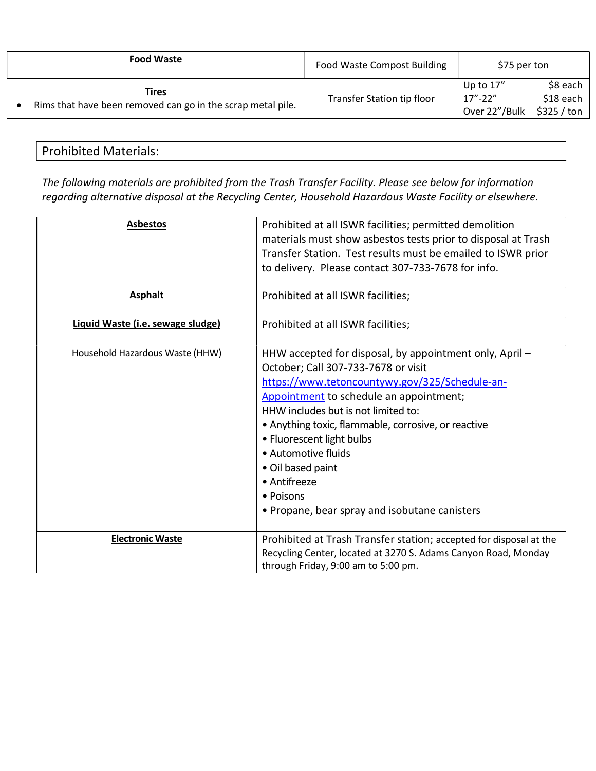| Food Waste | Food Waste Compost Building | $75 per ton |
|---|---|---|
| **Tires**<br>• Rims that have been removed can go in the scrap metal pile. | Transfer Station tip floor | Up to 17" $8 each<br>17"-22" $18 each<br>Over 22"/Bulk $325 / ton |

## Prohibited Materials:

*The following materials are prohibited from the Trash Transfer Facility. Please see below for information regarding alternative disposal at the Recycling Center, Household Hazardous Waste Facility or elsewhere.*

| Material | Information |
|---|---|
| **Asbestos** | Prohibited at all ISWR facilities; permitted demolition materials must show asbestos tests prior to disposal at Trash Transfer Station. Test results must be emailed to ISWR prior to delivery. Please contact 307-733-7678 for info. |
| **Asphalt** | Prohibited at all ISWR facilities; |
| **Liquid Waste (i.e. sewage sludge)** | Prohibited at all ISWR facilities; |
| Household Hazardous Waste (HHW) | HHW accepted for disposal, by appointment only, April – October; Call 307-733-7678 or visit [https://www.tetoncountywy.gov/325/Schedule-an-Appointment](https://www.tetoncountywy.gov/325/Schedule-an-Appointment) to schedule an appointment;<br>HHW includes but is not limited to:<br>• Anything toxic, flammable, corrosive, or reactive<br>• Fluorescent light bulbs<br>• Automotive fluids<br>• Oil based paint<br>• Antifreeze<br>• Poisons<br>• Propane, bear spray and isobutane canisters |
| **Electronic Waste** | Prohibited at Trash Transfer station; accepted for disposal at the Recycling Center, located at 3270 S. Adams Canyon Road, Monday through Friday, 9:00 am to 5:00 pm. |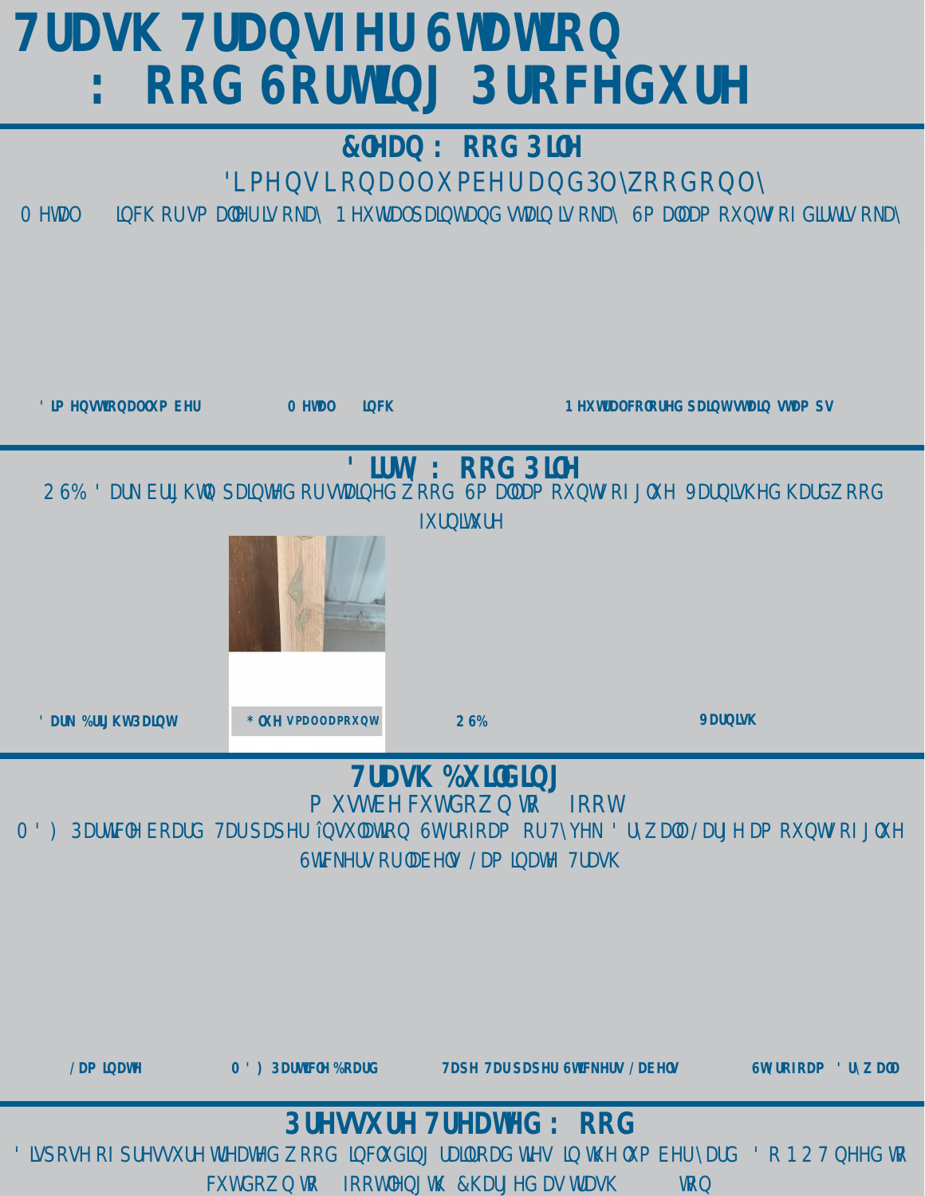# Trash Transfer Station

# Wood Sorting Procedure

## Clean Wood Pile

Dimensional lumber and Plywood only

Metal inch or smaller is okay Neutral paint and stain is okay Small amount of dirt is okay

Dimensional lumber

Metal inch

Neutral colored paint stain stamps

## Dirty Wood Pile

OSB Dark brightn painted or stained wood Small amount of glue Varnished hardwood furniture

Dark Bright Paint

Glue small amount

OSB

Varnish

## Trash Building

must be cut down to foot

MDF Particle board Tarpaper Insulation Styrofoam or Tyvek Drywall Large amount of glue Stickers or labels Laminate Trash

Laminate

MDF Particle Board

Tape Tarpaper Stickers Labels

Styrofoam Drywall

## Pressure Treated Wood

Dispose of pressure treated wood including railroad ties in the lumberyard Do NOT need to cut down to foot length Charged as trash ton